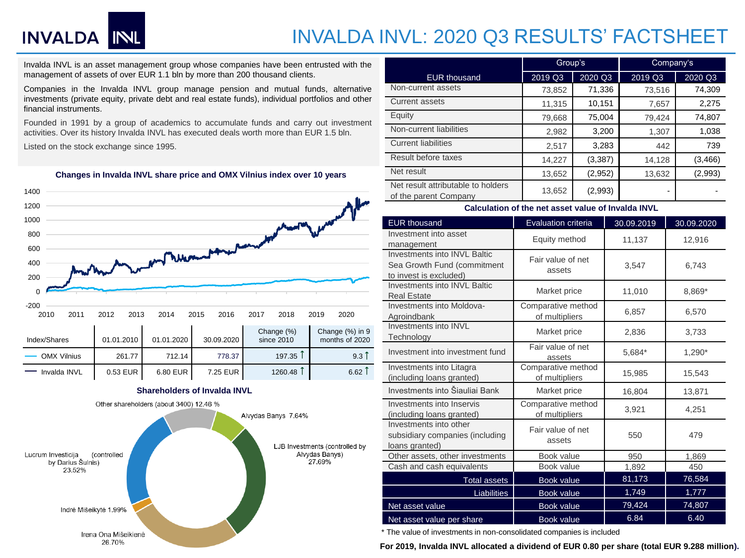# INVALDA INVL: 2020 Q3 RESULTS' FACTSHEET

Invalda INVL is an asset management group whose companies have been entrusted with the management of assets of over EUR 1.1 bln by more than 200 thousand clients.

Companies in the Invalda INVL group manage pension and mutual funds, alternative investments (private equity, private debt and real estate funds), individual portfolios and other financial instruments.

Founded in 1991 by a group of academics to accumulate funds and carry out investment activities. Over its history Invalda INVL has executed deals worth more than EUR 1.5 bln.

Listed on the stock exchange since 1995.

**Changes in Invalda INVL share price and OMX Vilnius index over 10 years**

| Index/Shares | 01.01.2010 | 01.01.2020 | 30.09.2020 | Change (%) since 2010 | Change (%) in 9 months of 2020 |
|---|---|---|---|---|---|
| OMX Vilnius | 261.77 | 712.14 | 778.37 | 197.35 ↑ | 9.3 ↑ |
| Invalda INVL | 0.53 EUR | 6.80 EUR | 7.25 EUR | 1260.48 ↑ | 6.62 ↑ |

**Shareholders of Invalda INVL**

- Other shareholders (about 3400) 12.46 %
- Alvydas Banys 7.64%
- LJB Investments (controlled by Alvydas Banys) 27.69%
- Irena Ona Mišeikienė 26.70%
- Indrė Mišeikytė 1.99%
- Lucrum Investicija (controlled by Darius Šulnis) 23.52%

| EUR thousand | Group's 2019 Q3 | Group's 2020 Q3 | Company's 2019 Q3 | Company's 2020 Q3 |
|---|---|---|---|---|
| Non-current assets | 73,852 | 71,336 | 73,516 | 74,309 |
| Current assets | 11,315 | 10,151 | 7,657 | 2,275 |
| Equity | 79,668 | 75,004 | 79,424 | 74,807 |
| Non-current liabilities | 2,982 | 3,200 | 1,307 | 1,038 |
| Current liabilities | 2,517 | 3,283 | 442 | 739 |
| Result before taxes | 14,227 | (3,387) | 14,128 | (3,466) |
| Net result | 13,652 | (2,952) | 13,632 | (2,993) |
| Net result attributable to holders of the parent Company | 13,652 | (2,993) | - | - |

**Calculation of the net asset value of Invalda INVL**

| EUR thousand | Evaluation criteria | 30.09.2019 | 30.09.2020 |
|---|---|---|---|
| Investment into asset management | Equity method | 11,137 | 12,916 |
| Investments into INVL Baltic Sea Growth Fund (commitment to invest is excluded) | Fair value of net assets | 3,547 | 6,743 |
| Investments into INVL Baltic Real Estate | Market price | 11,010 | 8,869* |
| Investments into Moldova-Agroindbank | Comparative method of multipliers | 6,857 | 6,570 |
| Investments into INVL Technology | Market price | 2,836 | 3,733 |
| Investment into investment fund | Fair value of net assets | 5,684* | 1,290* |
| Investments into Litagra (including loans granted) | Comparative method of multipliers | 15,985 | 15,543 |
| Investments into Šiauliai Bank | Market price | 16,804 | 13,871 |
| Investments into Inservis (including loans granted) | Comparative method of multipliers | 3,921 | 4,251 |
| Investments into other subsidiary companies (including loans granted) | Fair value of net assets | 550 | 479 |
| Other assets, other investments | Book value | 950 | 1,869 |
| Cash and cash equivalents | Book value | 1,892 | 450 |
| **Total assets** | **Book value** | **81,173** | **76,584** |
| **Liabilities** | **Book value** | **1,749** | **1,777** |
| **Net asset value** | **Book value** | **79,424** | **74,807** |
| **Net asset value per share** | **Book value** | **6.84** | **6.40** |

\* The value of investments in non-consolidated companies is included

**For 2019, Invalda INVL allocated a dividend of EUR 0.80 per share (total EUR 9.288 million).**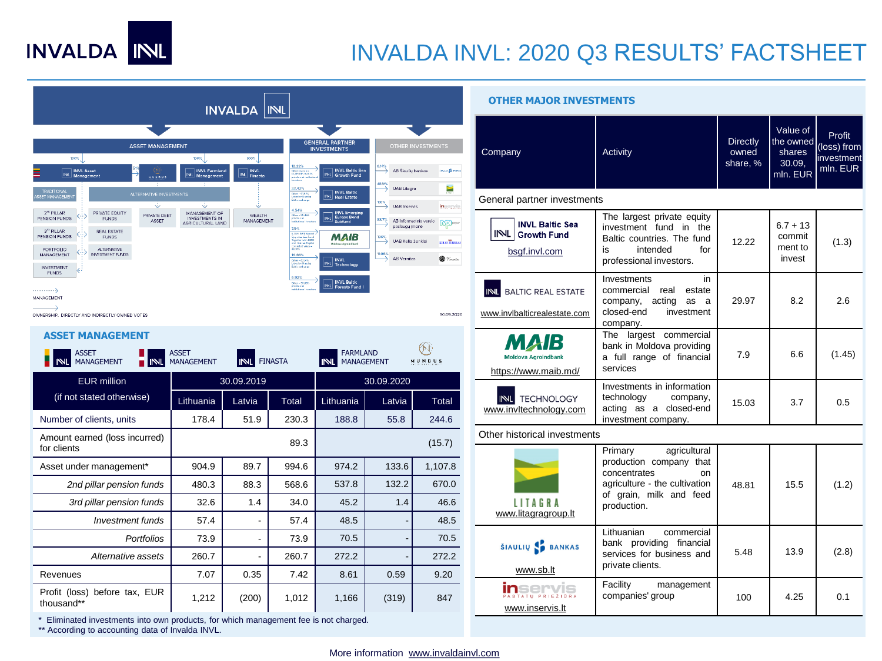# INVALDA INVL: 2020 Q3 RESULTS' FACTSHEET

INVALDA INVL

ASSET MANAGEMENT

GENERAL PARTNER INVESTMENTS

OTHER INVESTMENTS

INVL Asset Management

INVL Farmland Management

INVL Finasta

TRADITIONAL ASSET MANAGEMENT

ALTERNATIVE INVESTMENTS

2nd PILLAR PENSION FUNDS

3rd PILLAR PENSION FUNDS

PORTFOLIO MANAGEMENT

INVESTMENT FUNDS

PRIVATE EQUITY FUNDS

REAL ESTATE FUNDS

ALTERNATIVE INVESTMENT FUNDS

PRIVATE DEBT ASSET

MANAGEMENT OF INVESTMENTS IN AGRICULTURAL LAND

WEALTH MANAGEMENT

INVL Baltic Sea Growth Fund

INVL Baltic Real Estate

INVL Emerging Europe Bond Subfund

MAIB Moldova Agroindbank

INVL Technology

INVL Baltic Forests Fund I

AB Šiaulių bankas

UAB Litagra

UAB Inservis

AB Informacinio verslo paslaugų įmonė

UAB Kelio ženklai

AB Vernitas

MANAGEMENT

OWNERSHIP, DIRECTLY AND INDIRECTLY OWNED VOTES

30.09.2020

## ASSET MANAGEMENT

ASSET MANAGEMENT | ASSET MANAGEMENT | FINASTA | FARMLAND MANAGEMENT | MUNDUS

| EUR million (if not stated otherwise) | 30.09.2019 | | | 30.09.2020 | | |
|---|---|---|---|---|---|---|
| | Lithuania | Latvia | Total | Lithuania | Latvia | Total |
| Number of clients, units | 178.4 | 51.9 | 230.3 | 188.8 | 55.8 | 244.6 |
| Amount earned (loss incurred) for clients | | | 89.3 | | | (15.7) |
| Asset under management* | 904.9 | 89.7 | 994.6 | 974.2 | 133.6 | 1,107.8 |
| *2nd pillar pension funds* | 480.3 | 88.3 | 568.6 | 537.8 | 132.2 | 670.0 |
| *3rd pillar pension funds* | 32.6 | 1.4 | 34.0 | 45.2 | 1.4 | 46.6 |
| *Investment funds* | 57.4 | - | 57.4 | 48.5 | - | 48.5 |
| *Portfolios* | 73.9 | - | 73.9 | 70.5 | - | 70.5 |
| *Alternative assets* | 260.7 | - | 260.7 | 272.2 | - | 272.2 |
| Revenues | 7.07 | 0.35 | 7.42 | 8.61 | 0.59 | 9.20 |
| Profit (loss) before tax, EUR thousand** | 1,212 | (200) | 1,012 | 1,166 | (319) | 847 |

\* Eliminated investments into own products, for which management fee is not charged.
** According to accounting data of Invalda INVL.

## OTHER MAJOR INVESTMENTS

| Company | Activity | Directly owned share, % | Value of the owned shares 30.09, mln. EUR | Profit (loss) from investment mln. EUR |
|---|---|---|---|---|
| **General partner investments** | | | | |
| INVL Baltic Sea Growth Fund bsgf.invl.com | The largest private equity investment fund in the Baltic countries. The fund is intended for professional investors. | 12.22 | 6.7 + 13 commitment to invest | (1.3) |
| BALTIC REAL ESTATE www.invlbalticrealestate.com | Investments in commercial real estate company, acting as a closed-end investment company. | 29.97 | 8.2 | 2.6 |
| MAIB Moldova Agroindbank https://www.maib.md/ | The largest commercial bank in Moldova providing a full range of financial services | 7.9 | 6.6 | (1.45) |
| TECHNOLOGY www.invltechnology.com | Investments in information technology company, acting as a closed-end investment company. | 15.03 | 3.7 | 0.5 |
| **Other historical investments** | | | | |
| LITAGRA www.litagragroup.lt | Primary agricultural production company that concentrates on agriculture - the cultivation of grain, milk and feed production. | 48.81 | 15.5 | (1.2) |
| ŠIAULIŲ BANKAS www.sb.lt | Lithuanian commercial bank providing financial services for business and private clients. | 5.48 | 13.9 | (2.8) |
| inservis PASTATŲ PRIEŽIŪRA www.inservis.lt | Facility management companies' group | 100 | 4.25 | 0.1 |

More information www.invaldainvl.com